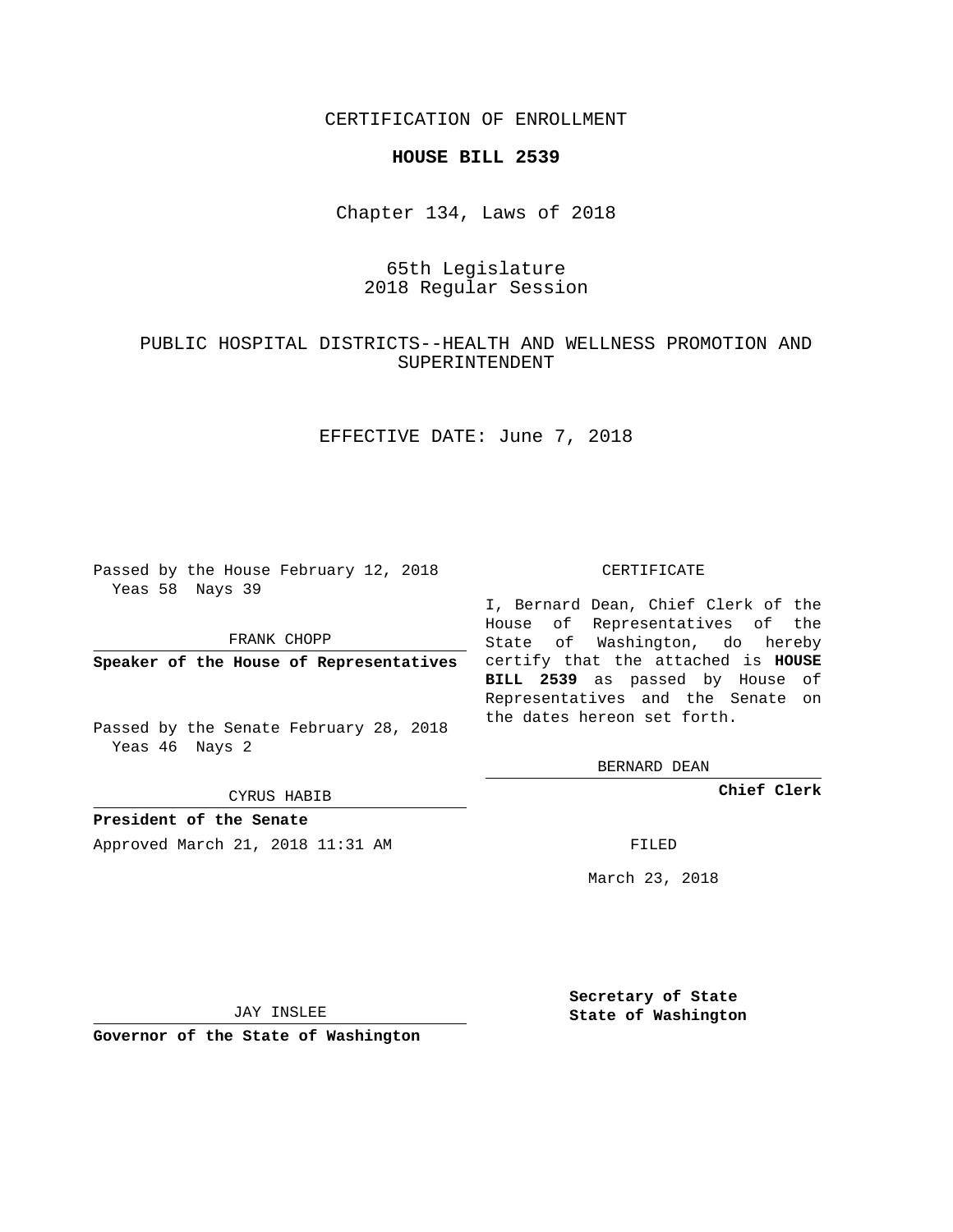CERTIFICATION OF ENROLLMENT

# HOUSE BILL 2539

Chapter 134, Laws of 2018

65th Legislature
2018 Regular Session

PUBLIC HOSPITAL DISTRICTS--HEALTH AND WELLNESS PROMOTION AND SUPERINTENDENT

EFFECTIVE DATE: June 7, 2018

Passed by the House February 12, 2018
Yeas 58 Nays 39

FRANK CHOPP

**Speaker of the House of Representatives**

Passed by the Senate February 28, 2018
Yeas 46 Nays 2

CYRUS HABIB

**President of the Senate**

Approved March 21, 2018 11:31 AM

JAY INSLEE

**Governor of the State of Washington**

CERTIFICATE

I, Bernard Dean, Chief Clerk of the House of Representatives of the State of Washington, do hereby certify that the attached is **HOUSE BILL 2539** as passed by House of Representatives and the Senate on the dates hereon set forth.

BERNARD DEAN

**Chief Clerk**

FILED

March 23, 2018

**Secretary of State**
**State of Washington**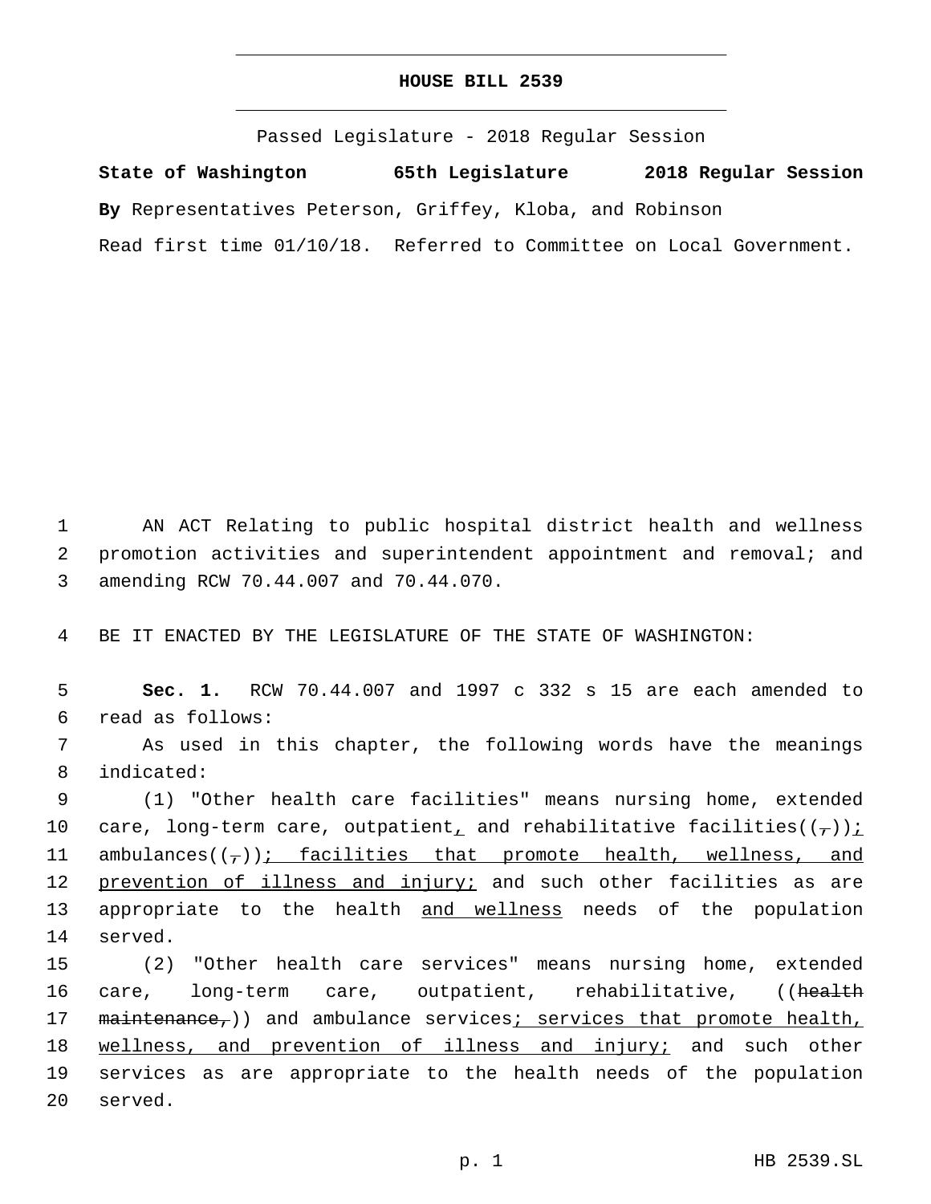# HOUSE BILL 2539

Passed Legislature - 2018 Regular Session

**State of Washington 65th Legislature 2018 Regular Session**

**By** Representatives Peterson, Griffey, Kloba, and Robinson

Read first time 01/10/18. Referred to Committee on Local Government.

1 AN ACT Relating to public hospital district health and wellness
2 promotion activities and superintendent appointment and removal; and
3 amending RCW 70.44.007 and 70.44.070.

4 BE IT ENACTED BY THE LEGISLATURE OF THE STATE OF WASHINGTON:

5 **Sec. 1.** RCW 70.44.007 and 1997 c 332 s 15 are each amended to
6 read as follows:

7 As used in this chapter, the following words have the meanings
8 indicated:

9 (1) "Other health care facilities" means nursing home, extended
10 care, long-term care, outpatient, and rehabilitative facilities((,));
11 ambulances((,)); facilities that promote health, wellness, and
12 prevention of illness and injury; and such other facilities as are
13 appropriate to the health and wellness needs of the population
14 served.

15 (2) "Other health care services" means nursing home, extended
16 care, long-term care, outpatient, rehabilitative, ((health
17 maintenance,)) and ambulance services; services that promote health,
18 wellness, and prevention of illness and injury; and such other
19 services as are appropriate to the health needs of the population
20 served.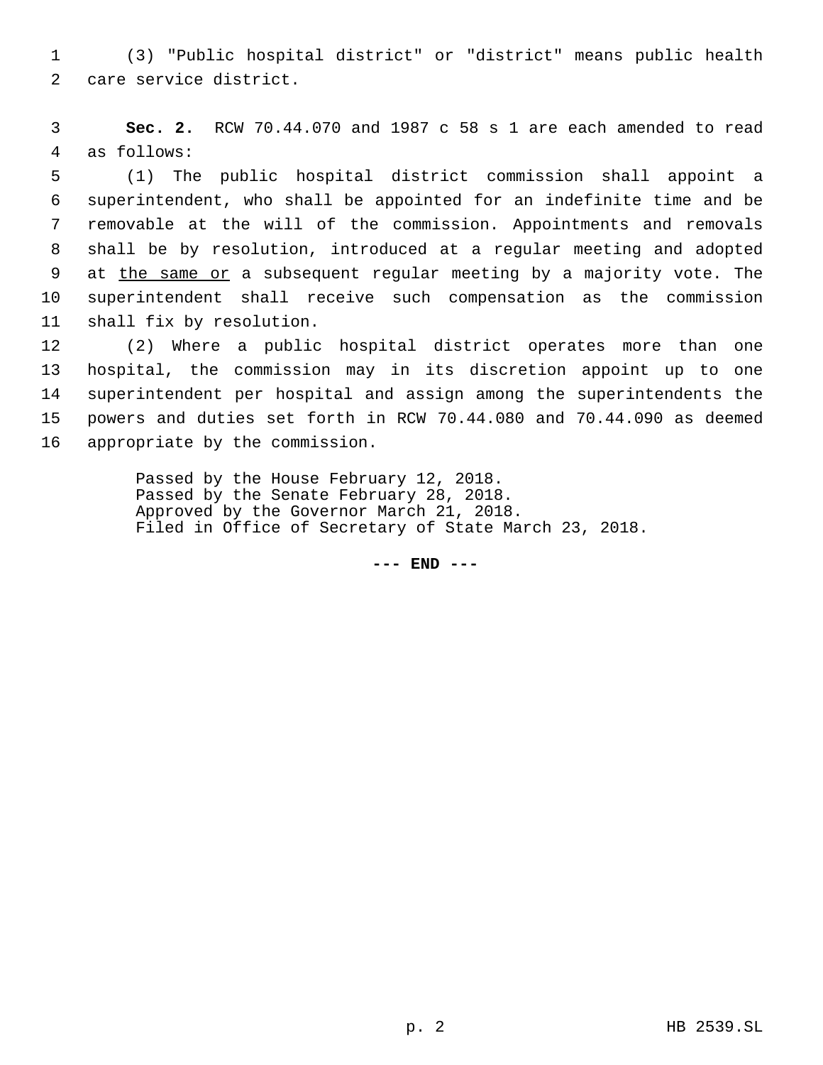(3) "Public hospital district" or "district" means public health care service district.

**Sec. 2.** RCW 70.44.070 and 1987 c 58 s 1 are each amended to read as follows:

(1) The public hospital district commission shall appoint a superintendent, who shall be appointed for an indefinite time and be removable at the will of the commission. Appointments and removals shall be by resolution, introduced at a regular meeting and adopted at <u>the same or</u> a subsequent regular meeting by a majority vote. The superintendent shall receive such compensation as the commission shall fix by resolution.

(2) Where a public hospital district operates more than one hospital, the commission may in its discretion appoint up to one superintendent per hospital and assign among the superintendents the powers and duties set forth in RCW 70.44.080 and 70.44.090 as deemed appropriate by the commission.

Passed by the House February 12, 2018.
Passed by the Senate February 28, 2018.
Approved by the Governor March 21, 2018.
Filed in Office of Secretary of State March 23, 2018.

**--- END ---**